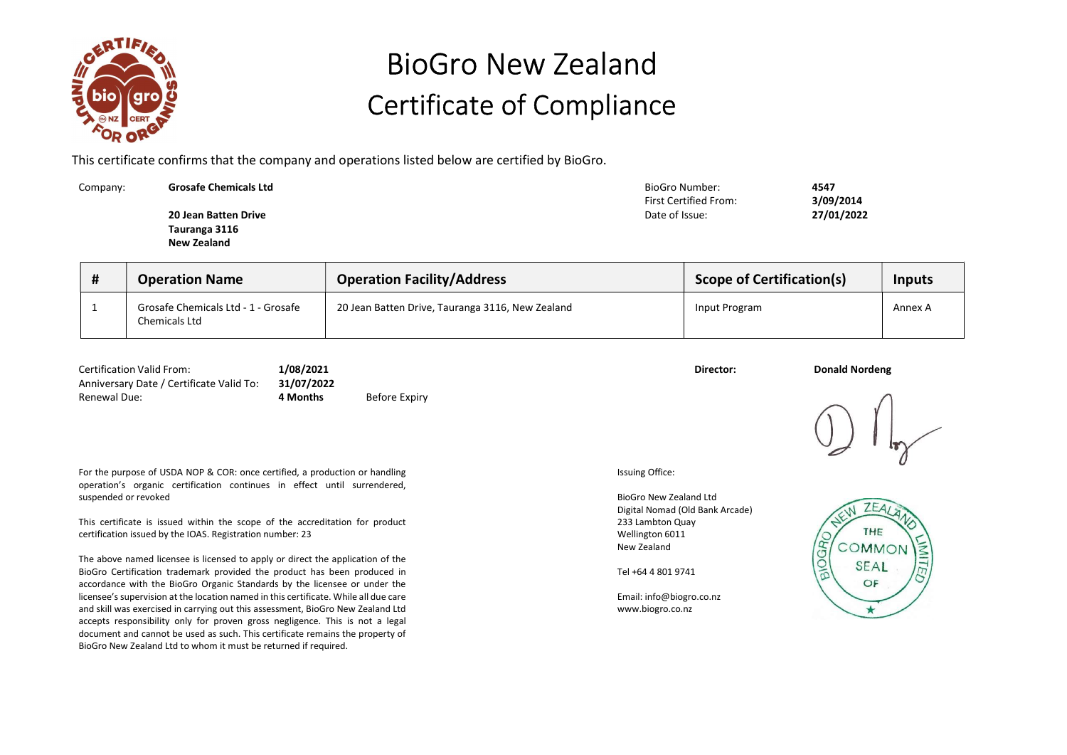# BioGro New Zealand
# Certificate of Compliance

This certificate confirms that the company and operations listed below are certified by BioGro.

Company: **Grosafe Chemicals Ltd**

**20 Jean Batten Drive**
**Tauranga 3116**
**New Zealand**

BioGro Number: **4547**
First Certified From: **3/09/2014**
Date of Issue: **27/01/2022**

| # | Operation Name | Operation Facility/Address | Scope of Certification(s) | Inputs |
|---|---|---|---|---|
| 1 | Grosafe Chemicals Ltd - 1 - Grosafe Chemicals Ltd | 20 Jean Batten Drive, Tauranga 3116, New Zealand | Input Program | Annex A |

Certification Valid From: **1/08/2021**
Anniversary Date / Certificate Valid To: **31/07/2022**
Renewal Due: **4 Months** Before Expiry

**Director:** **Donald Nordeng**

For the purpose of USDA NOP & COR: once certified, a production or handling operation's organic certification continues in effect until surrendered, suspended or revoked

This certificate is issued within the scope of the accreditation for product certification issued by the IOAS. Registration number: 23

The above named licensee is licensed to apply or direct the application of the BioGro Certification trademark provided the product has been produced in accordance with the BioGro Organic Standards by the licensee or under the licensee's supervision at the location named in this certificate. While all due care and skill was exercised in carrying out this assessment, BioGro New Zealand Ltd accepts responsibility only for proven gross negligence. This is not a legal document and cannot be used as such. This certificate remains the property of BioGro New Zealand Ltd to whom it must be returned if required.

Issuing Office:

BioGro New Zealand Ltd
Digital Nomad (Old Bank Arcade)
233 Lambton Quay
Wellington 6011
New Zealand

Tel +64 4 801 9741

Email: info@biogro.co.nz
www.biogro.co.nz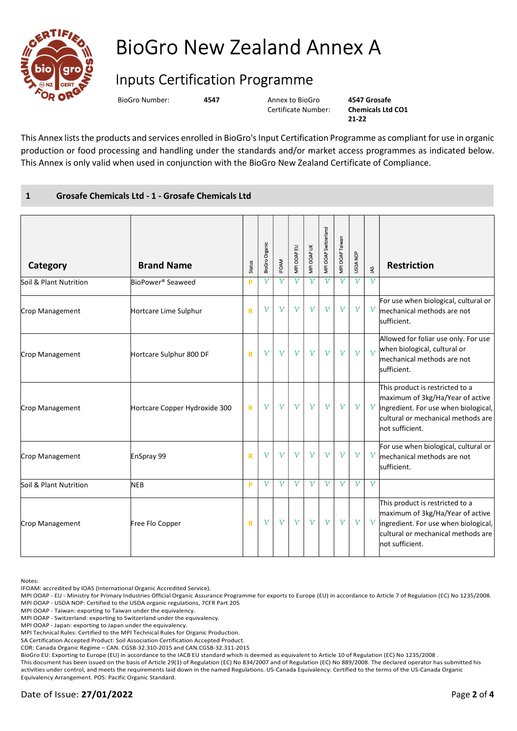# BioGro New Zealand Annex A

## Inputs Certification Programme

BioGro Number: **4547** Annex to BioGro Certificate Number: **4547 Grosafe Chemicals Ltd CO1 21-22**

This Annex lists the products and services enrolled in BioGro's Input Certification Programme as compliant for use in organic production or food processing and handling under the standards and/or market access programmes as indicated below. This Annex is only valid when used in conjunction with the BioGro New Zealand Certificate of Compliance.

### 1 Grosafe Chemicals Ltd - 1 - Grosafe Chemicals Ltd

| Category | Brand Name | Status | BioGro Organic | IFOAM | MPI OOAP EU | MPI OOAP UK | MPI OOAP Switzerland | MPI OOAP Taiwan | USDA NOP | JAS | Restriction |
|---|---|---|---|---|---|---|---|---|---|---|---|
| Soil & Plant Nutrition | BioPower® Seaweed | P | √ | √ | √ | √ | √ | √ | √ | √ | |
| Crop Management | Hortcare Lime Sulphur | R | √ | √ | √ | √ | √ | √ | √ | √ | For use when biological, cultural or mechanical methods are not sufficient. |
| Crop Management | Hortcare Sulphur 800 DF | R | √ | √ | √ | √ | √ | √ | √ | √ | Allowed for foliar use only. For use when biological, cultural or mechanical methods are not sufficient. |
| Crop Management | Hortcare Copper Hydroxide 300 | R | √ | √ | √ | √ | √ | √ | √ | √ | This product is restricted to a maximum of 3kg/Ha/Year of active ingredient. For use when biological, cultural or mechanical methods are not sufficient. |
| Crop Management | EnSpray 99 | R | √ | √ | √ | √ | √ | √ | √ | √ | For use when biological, cultural or mechanical methods are not sufficient. |
| Soil & Plant Nutrition | NEB | P | √ | √ | √ | √ | √ | √ | √ | √ | |
| Crop Management | Free Flo Copper | R | √ | √ | √ | √ | √ | √ | √ | √ | This product is restricted to a maximum of 3kg/Ha/Year of active ingredient. For use when biological, cultural or mechanical methods are not sufficient. |

Notes:
IFOAM: accredited by IOAS (International Organic Accredited Service).
MPI OOAP - EU - Ministry for Primary Industries Official Organic Assurance Programme for exports to Europe (EU) in accordance to Article 7 of Regulation (EC) No 1235/2008.
MPI OOAP - USDA NOP: Certified to the USDA organic regulations, 7CFR Part 205
MPI OOAP - Taiwan: exporting to Taiwan under the equivalency.
MPI OOAP - Switzerland: exporting to Switzerland under the equivalency.
MPI OOAP - Japan: exporting to Japan under the equivalency.
MPI Technical Rules: Certified to the MPI Technical Rules for Organic Production.
SA Certification Accepted Product: Soil Association Certification Accepted Product.
COR: Canada Organic Regime – CAN. CGSB-32.310-2015 and CAN.CGSB-32.311-2015
BioGro EU: Exporting to Europe (EU) in accordance to the IACB EU standard which is deemed as equivalent to Article 10 of Regulation (EC) No 1235/2008 .
This document has been issued on the basis of Article 29(1) of Regulation (EC) No 834/2007 and of Regulation (EC) No 889/2008. The declared operator has submitted his activities under control, and meets the requirements laid down in the named Regulations. US-Canada Equivalency: Certified to the terms of the US-Canada Organic Equivalency Arrangement. POS: Pacific Organic Standard.

Date of Issue: **27/01/2022**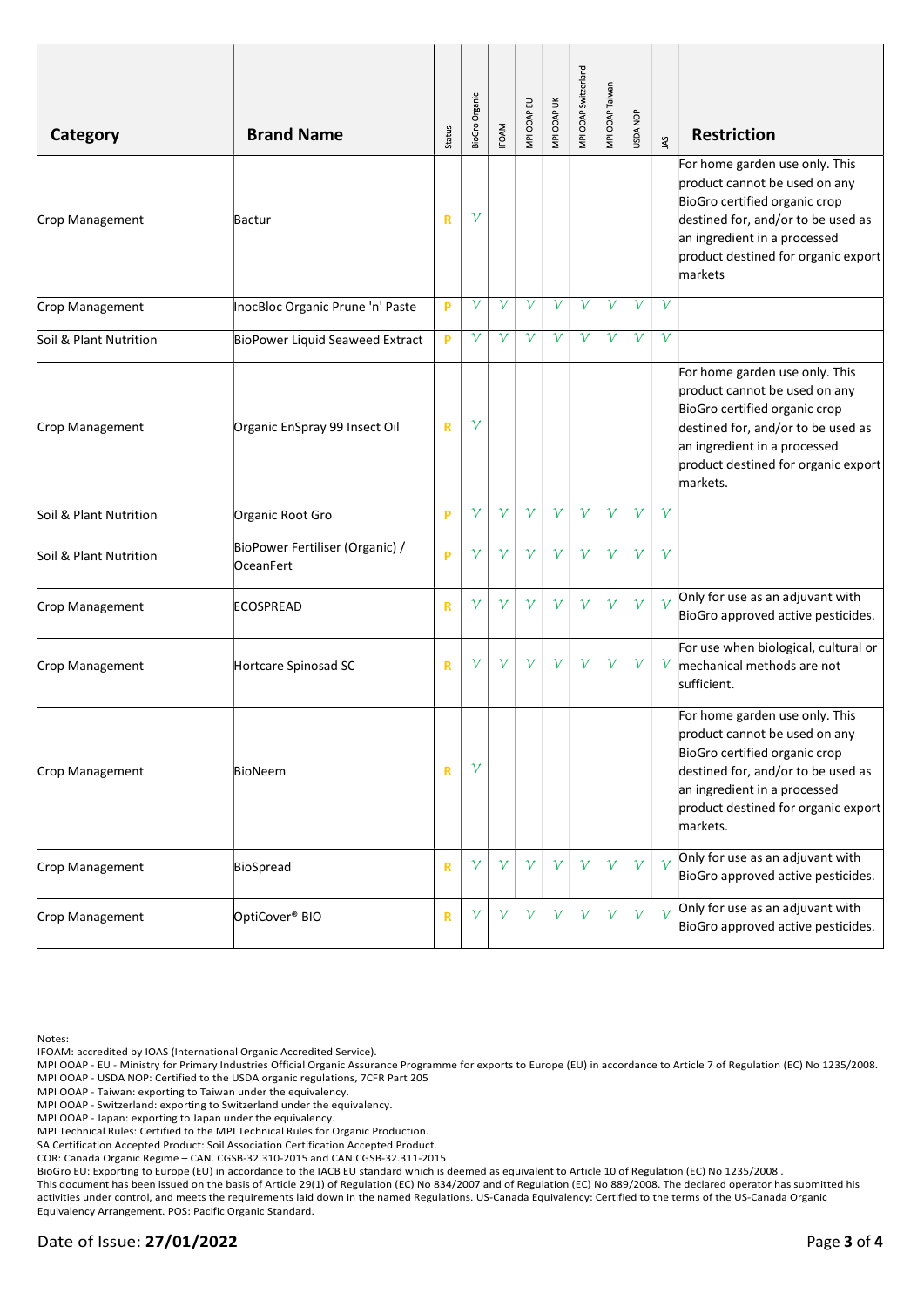| Category | Brand Name | Status | BioGro Organic | IFOAM | MPI OOAP EU | MPI OOAP UK | MPI OOAP Switzerland | MPI OOAP Taiwan | USDA NOP | JAS | Restriction |
|---|---|---|---|---|---|---|---|---|---|---|---|
| Crop Management | Bactur | R | √ | | | | | | | | For home garden use only. This product cannot be used on any BioGro certified organic crop destined for, and/or to be used as an ingredient in a processed product destined for organic export markets |
| Crop Management | InocBloc Organic Prune 'n' Paste | P | √ | √ | √ | √ | √ | √ | √ | √ | |
| Soil & Plant Nutrition | BioPower Liquid Seaweed Extract | P | √ | √ | √ | √ | √ | √ | √ | √ | |
| Crop Management | Organic EnSpray 99 Insect Oil | R | √ | | | | | | | | For home garden use only. This product cannot be used on any BioGro certified organic crop destined for, and/or to be used as an ingredient in a processed product destined for organic export markets. |
| Soil & Plant Nutrition | Organic Root Gro | P | √ | √ | √ | √ | √ | √ | √ | √ | |
| Soil & Plant Nutrition | BioPower Fertiliser (Organic) / OceanFert | P | √ | √ | √ | √ | √ | √ | √ | √ | |
| Crop Management | ECOSPREAD | R | √ | √ | √ | √ | √ | √ | √ | √ | Only for use as an adjuvant with BioGro approved active pesticides. |
| Crop Management | Hortcare Spinosad SC | R | √ | √ | √ | √ | √ | √ | √ | √ | For use when biological, cultural or mechanical methods are not sufficient. |
| Crop Management | BioNeem | R | √ | | | | | | | | For home garden use only. This product cannot be used on any BioGro certified organic crop destined for, and/or to be used as an ingredient in a processed product destined for organic export markets. |
| Crop Management | BioSpread | R | √ | √ | √ | √ | √ | √ | √ | √ | Only for use as an adjuvant with BioGro approved active pesticides. |
| Crop Management | OptiCover® BIO | R | √ | √ | √ | √ | √ | √ | √ | √ | Only for use as an adjuvant with BioGro approved active pesticides. |

Notes:
IFOAM: accredited by IOAS (International Organic Accredited Service).
MPI OOAP - EU - Ministry for Primary Industries Official Organic Assurance Programme for exports to Europe (EU) in accordance to Article 7 of Regulation (EC) No 1235/2008.
MPI OOAP - USDA NOP: Certified to the USDA organic regulations, 7CFR Part 205
MPI OOAP - Taiwan: exporting to Taiwan under the equivalency.
MPI OOAP - Switzerland: exporting to Switzerland under the equivalency.
MPI OOAP - Japan: exporting to Japan under the equivalency.
MPI Technical Rules: Certified to the MPI Technical Rules for Organic Production.
SA Certification Accepted Product: Soil Association Certification Accepted Product.
COR: Canada Organic Regime – CAN. CGSB-32.310-2015 and CAN.CGSB-32.311-2015
BioGro EU: Exporting to Europe (EU) in accordance to the IACB EU standard which is deemed as equivalent to Article 10 of Regulation (EC) No 1235/2008 .
This document has been issued on the basis of Article 29(1) of Regulation (EC) No 834/2007 and of Regulation (EC) No 889/2008. The declared operator has submitted his activities under control, and meets the requirements laid down in the named Regulations. US-Canada Equivalency: Certified to the terms of the US-Canada Organic Equivalency Arrangement. POS: Pacific Organic Standard.

Date of Issue: **27/01/2022**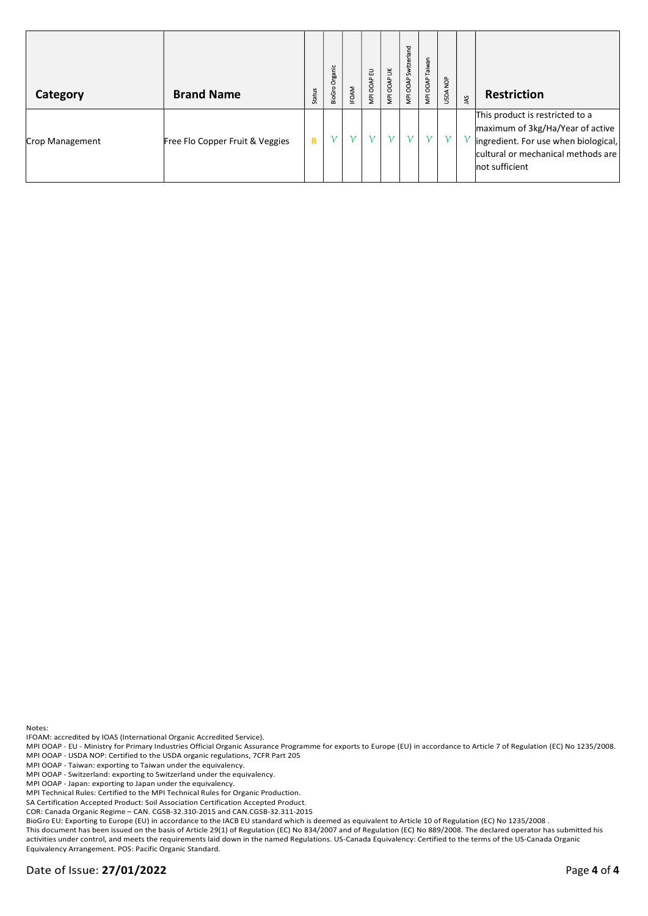| Category | Brand Name | Status | BioGro Organic | IFOAM | MPI OOAP EU | MPI OOAP UK | MPI OOAP Switzerland | MPI OOAP Taiwan | USDA NOP | JAS | Restriction |
|---|---|---|---|---|---|---|---|---|---|---|---|
| Crop Management | Free Flo Copper Fruit & Veggies | R | √ | √ | √ | √ | √ | √ | √ | √ | This product is restricted to a maximum of 3kg/Ha/Year of active ingredient. For use when biological, cultural or mechanical methods are not sufficient |

Notes:
IFOAM: accredited by IOAS (International Organic Accredited Service).
MPI OOAP - EU - Ministry for Primary Industries Official Organic Assurance Programme for exports to Europe (EU) in accordance to Article 7 of Regulation (EC) No 1235/2008.
MPI OOAP - USDA NOP: Certified to the USDA organic regulations, 7CFR Part 205
MPI OOAP - Taiwan: exporting to Taiwan under the equivalency.
MPI OOAP - Switzerland: exporting to Switzerland under the equivalency.
MPI OOAP - Japan: exporting to Japan under the equivalency.
MPI Technical Rules: Certified to the MPI Technical Rules for Organic Production.
SA Certification Accepted Product: Soil Association Certification Accepted Product.
COR: Canada Organic Regime – CAN. CGSB-32.310-2015 and CAN.CGSB-32.311-2015
BioGro EU: Exporting to Europe (EU) in accordance to the IACB EU standard which is deemed as equivalent to Article 10 of Regulation (EC) No 1235/2008 .
This document has been issued on the basis of Article 29(1) of Regulation (EC) No 834/2007 and of Regulation (EC) No 889/2008. The declared operator has submitted his activities under control, and meets the requirements laid down in the named Regulations. US-Canada Equivalency: Certified to the terms of the US-Canada Organic Equivalency Arrangement. POS: Pacific Organic Standard.

Date of Issue: **27/01/2022**